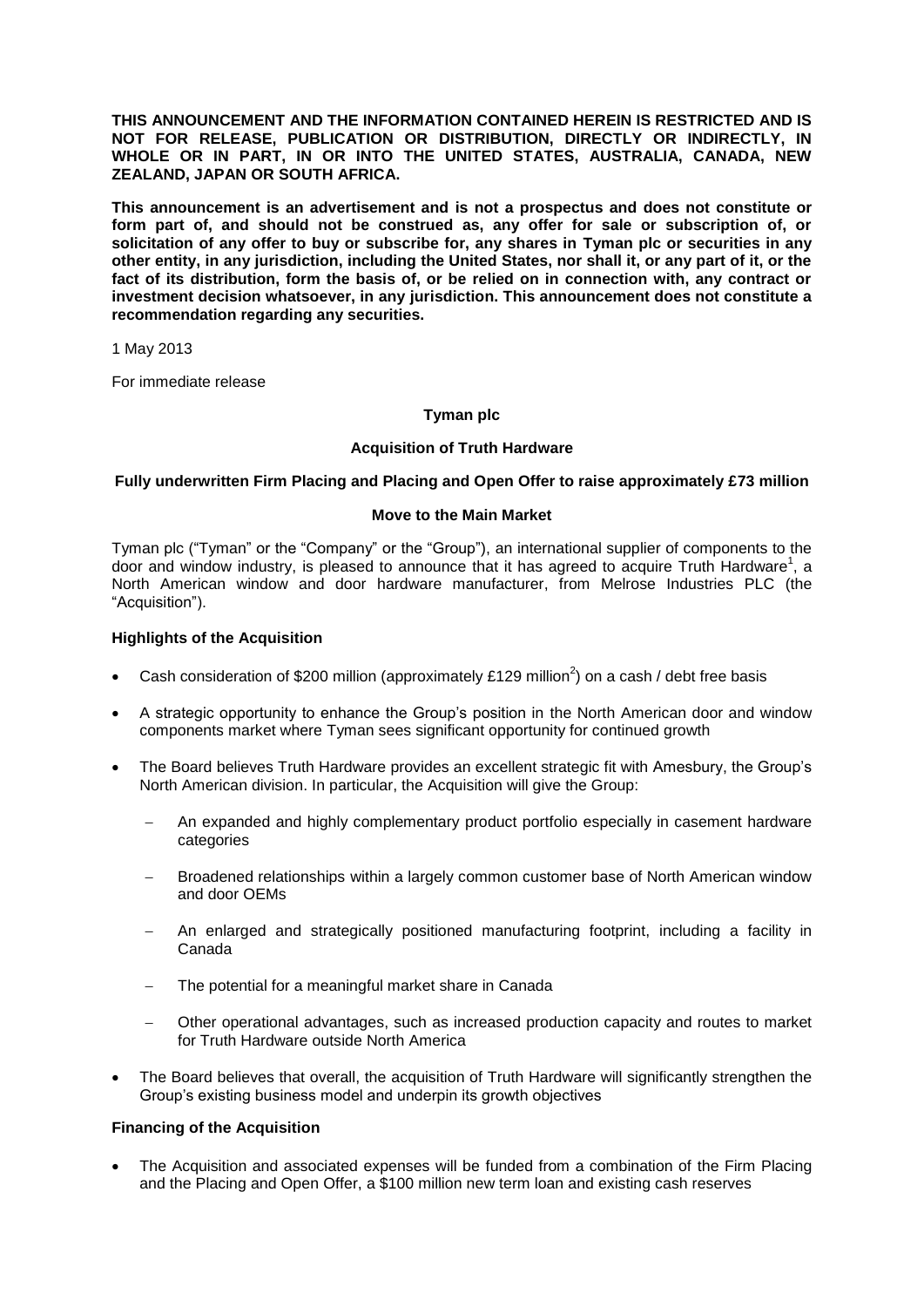**THIS ANNOUNCEMENT AND THE INFORMATION CONTAINED HEREIN IS RESTRICTED AND IS NOT FOR RELEASE, PUBLICATION OR DISTRIBUTION, DIRECTLY OR INDIRECTLY, IN WHOLE OR IN PART, IN OR INTO THE UNITED STATES, AUSTRALIA, CANADA, NEW ZEALAND, JAPAN OR SOUTH AFRICA.**

**This announcement is an advertisement and is not a prospectus and does not constitute or form part of, and should not be construed as, any offer for sale or subscription of, or solicitation of any offer to buy or subscribe for, any shares in Tyman plc or securities in any other entity, in any jurisdiction, including the United States, nor shall it, or any part of it, or the fact of its distribution, form the basis of, or be relied on in connection with, any contract or investment decision whatsoever, in any jurisdiction. This announcement does not constitute a recommendation regarding any securities.**

1 May 2013

For immediate release

**Tyman plc**

**Acquisition of Truth Hardware**

**Fully underwritten Firm Placing and Placing and Open Offer to raise approximately £73 million**

**Move to the Main Market**

Tyman plc ("Tyman" or the "Company" or the "Group"), an international supplier of components to the door and window industry, is pleased to announce that it has agreed to acquire Truth Hardware[1], a North American window and door hardware manufacturer, from Melrose Industries PLC (the "Acquisition").

**Highlights of the Acquisition**

- Cash consideration of $200 million (approximately £129 million[2]) on a cash / debt free basis
- A strategic opportunity to enhance the Group's position in the North American door and window components market where Tyman sees significant opportunity for continued growth
- The Board believes Truth Hardware provides an excellent strategic fit with Amesbury, the Group's North American division. In particular, the Acquisition will give the Group:
  - An expanded and highly complementary product portfolio especially in casement hardware categories
  - Broadened relationships within a largely common customer base of North American window and door OEMs
  - An enlarged and strategically positioned manufacturing footprint, including a facility in Canada
  - The potential for a meaningful market share in Canada
  - Other operational advantages, such as increased production capacity and routes to market for Truth Hardware outside North America
- The Board believes that overall, the acquisition of Truth Hardware will significantly strengthen the Group's existing business model and underpin its growth objectives

**Financing of the Acquisition**

- The Acquisition and associated expenses will be funded from a combination of the Firm Placing and the Placing and Open Offer, a $100 million new term loan and existing cash reserves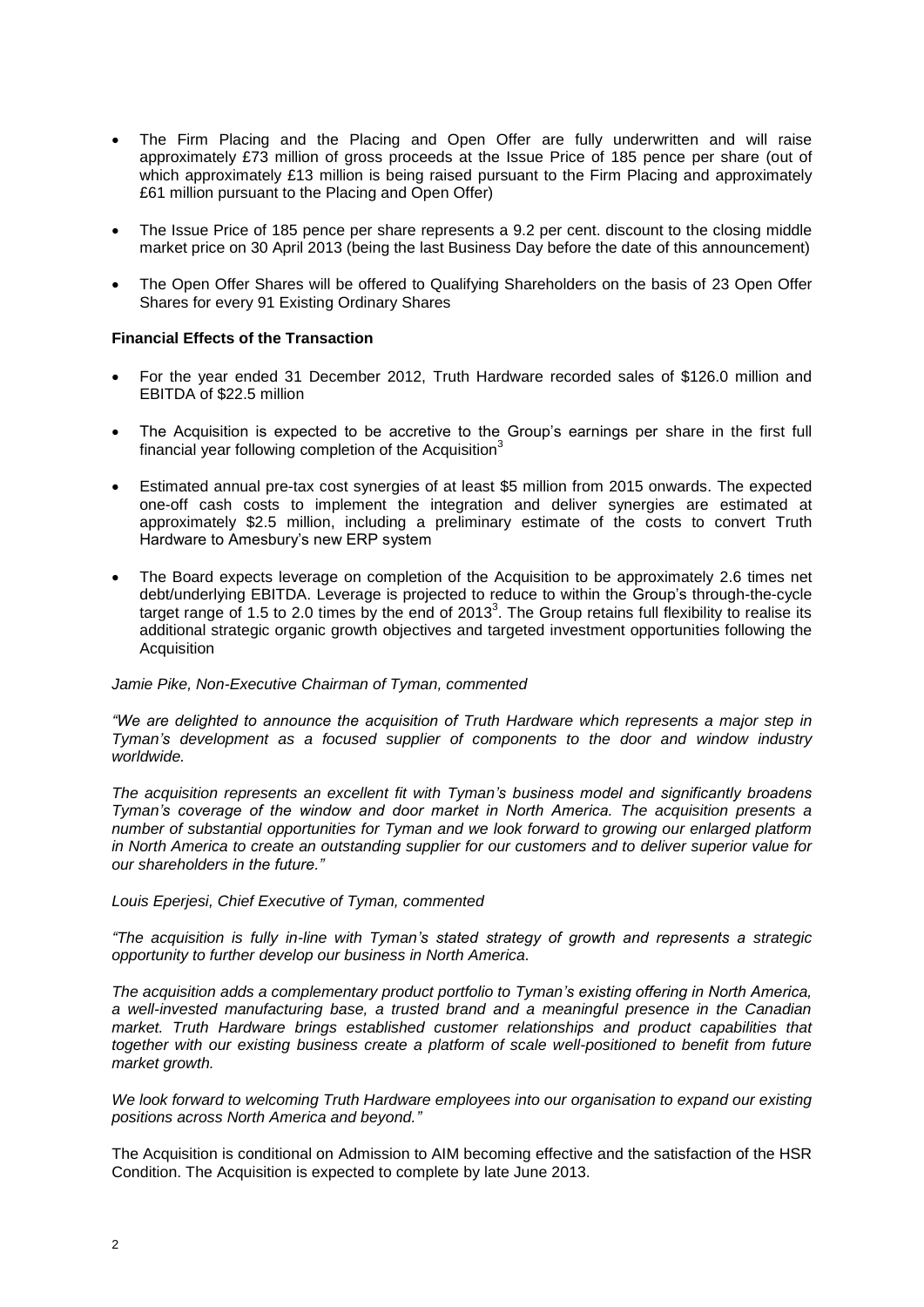- The Firm Placing and the Placing and Open Offer are fully underwritten and will raise approximately £73 million of gross proceeds at the Issue Price of 185 pence per share (out of which approximately £13 million is being raised pursuant to the Firm Placing and approximately £61 million pursuant to the Placing and Open Offer)
- The Issue Price of 185 pence per share represents a 9.2 per cent. discount to the closing middle market price on 30 April 2013 (being the last Business Day before the date of this announcement)
- The Open Offer Shares will be offered to Qualifying Shareholders on the basis of 23 Open Offer Shares for every 91 Existing Ordinary Shares

**Financial Effects of the Transaction**

- For the year ended 31 December 2012, Truth Hardware recorded sales of \$126.0 million and EBITDA of \$22.5 million
- The Acquisition is expected to be accretive to the Group's earnings per share in the first full financial year following completion of the Acquisition[3]
- Estimated annual pre-tax cost synergies of at least \$5 million from 2015 onwards. The expected one-off cash costs to implement the integration and deliver synergies are estimated at approximately \$2.5 million, including a preliminary estimate of the costs to convert Truth Hardware to Amesbury's new ERP system
- The Board expects leverage on completion of the Acquisition to be approximately 2.6 times net debt/underlying EBITDA. Leverage is projected to reduce to within the Group's through-the-cycle target range of 1.5 to 2.0 times by the end of 2013[3]. The Group retains full flexibility to realise its additional strategic organic growth objectives and targeted investment opportunities following the Acquisition

*Jamie Pike, Non-Executive Chairman of Tyman, commented*

*"We are delighted to announce the acquisition of Truth Hardware which represents a major step in Tyman's development as a focused supplier of components to the door and window industry worldwide.*

*The acquisition represents an excellent fit with Tyman's business model and significantly broadens Tyman's coverage of the window and door market in North America. The acquisition presents a number of substantial opportunities for Tyman and we look forward to growing our enlarged platform in North America to create an outstanding supplier for our customers and to deliver superior value for our shareholders in the future."*

*Louis Eperjesi, Chief Executive of Tyman, commented*

*"The acquisition is fully in-line with Tyman's stated strategy of growth and represents a strategic opportunity to further develop our business in North America.*

*The acquisition adds a complementary product portfolio to Tyman's existing offering in North America, a well-invested manufacturing base, a trusted brand and a meaningful presence in the Canadian market. Truth Hardware brings established customer relationships and product capabilities that together with our existing business create a platform of scale well-positioned to benefit from future market growth.*

*We look forward to welcoming Truth Hardware employees into our organisation to expand our existing positions across North America and beyond."*

The Acquisition is conditional on Admission to AIM becoming effective and the satisfaction of the HSR Condition. The Acquisition is expected to complete by late June 2013.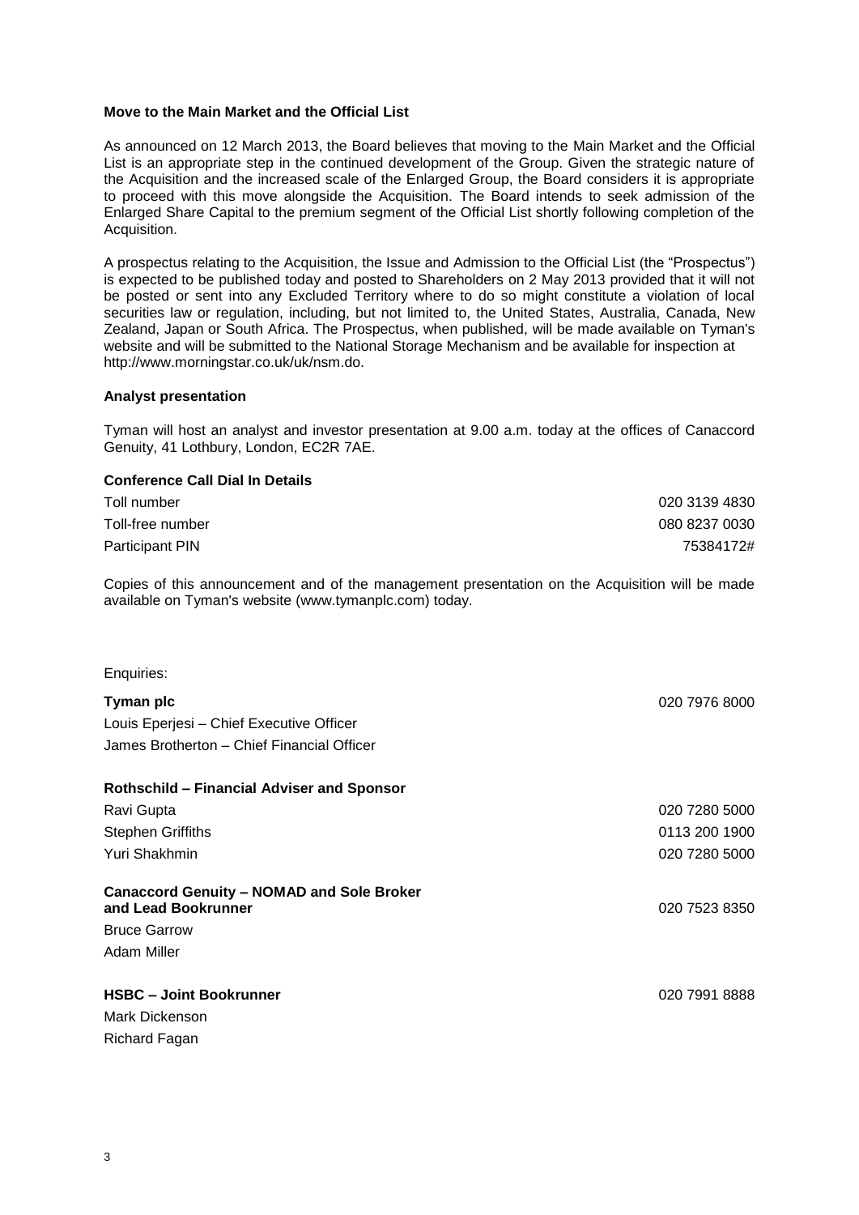**Move to the Main Market and the Official List**

As announced on 12 March 2013, the Board believes that moving to the Main Market and the Official List is an appropriate step in the continued development of the Group. Given the strategic nature of the Acquisition and the increased scale of the Enlarged Group, the Board considers it is appropriate to proceed with this move alongside the Acquisition. The Board intends to seek admission of the Enlarged Share Capital to the premium segment of the Official List shortly following completion of the Acquisition.

A prospectus relating to the Acquisition, the Issue and Admission to the Official List (the "Prospectus") is expected to be published today and posted to Shareholders on 2 May 2013 provided that it will not be posted or sent into any Excluded Territory where to do so might constitute a violation of local securities law or regulation, including, but not limited to, the United States, Australia, Canada, New Zealand, Japan or South Africa. The Prospectus, when published, will be made available on Tyman's website and will be submitted to the National Storage Mechanism and be available for inspection at http://www.morningstar.co.uk/uk/nsm.do.

**Analyst presentation**

Tyman will host an analyst and investor presentation at 9.00 a.m. today at the offices of Canaccord Genuity, 41 Lothbury, London, EC2R 7AE.

**Conference Call Dial In Details**

| | |
|---|---|
| Toll number | 020 3139 4830 |
| Toll-free number | 080 8237 0030 |
| Participant PIN | 75384172# |

Copies of this announcement and of the management presentation on the Acquisition will be made available on Tyman's website (www.tymanplc.com) today.

Enquiries:

| | |
|---|---|
| **Tyman plc** | 020 7976 8000 |
| Louis Eperjesi – Chief Executive Officer | |
| James Brotherton – Chief Financial Officer | |
| | |
| **Rothschild – Financial Adviser and Sponsor** | |
| Ravi Gupta | 020 7280 5000 |
| Stephen Griffiths | 0113 200 1900 |
| Yuri Shakhmin | 020 7280 5000 |
| | |
| **Canaccord Genuity – NOMAD and Sole Broker and Lead Bookrunner** | 020 7523 8350 |
| Bruce Garrow | |
| Adam Miller | |
| | |
| **HSBC – Joint Bookrunner** | 020 7991 8888 |
| Mark Dickenson | |
| Richard Fagan | |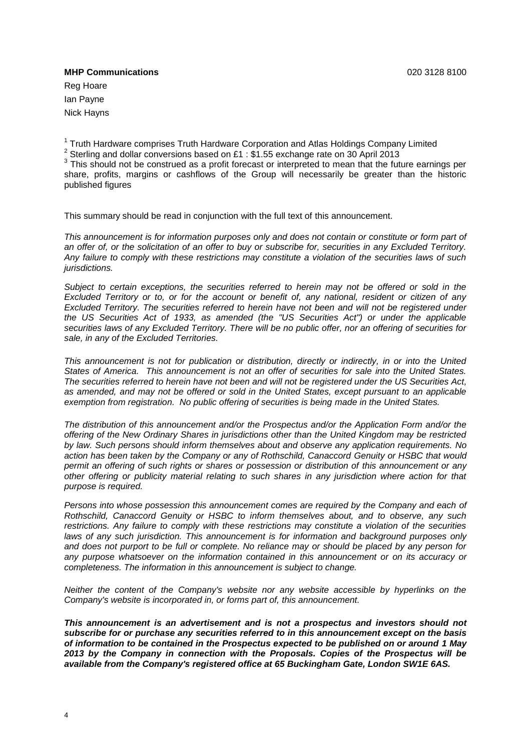**MHP Communications** 020 3128 8100

Reg Hoare

Ian Payne

Nick Hayns

[1] Truth Hardware comprises Truth Hardware Corporation and Atlas Holdings Company Limited

[2] Sterling and dollar conversions based on £1 : $1.55 exchange rate on 30 April 2013

[3] This should not be construed as a profit forecast or interpreted to mean that the future earnings per share, profits, margins or cashflows of the Group will necessarily be greater than the historic published figures

This summary should be read in conjunction with the full text of this announcement.

*This announcement is for information purposes only and does not contain or constitute or form part of an offer of, or the solicitation of an offer to buy or subscribe for, securities in any Excluded Territory. Any failure to comply with these restrictions may constitute a violation of the securities laws of such jurisdictions.*

*Subject to certain exceptions, the securities referred to herein may not be offered or sold in the Excluded Territory or to, or for the account or benefit of, any national, resident or citizen of any Excluded Territory. The securities referred to herein have not been and will not be registered under the US Securities Act of 1933, as amended (the "US Securities Act") or under the applicable securities laws of any Excluded Territory. There will be no public offer, nor an offering of securities for sale, in any of the Excluded Territories.*

*This announcement is not for publication or distribution, directly or indirectly, in or into the United States of America. This announcement is not an offer of securities for sale into the United States. The securities referred to herein have not been and will not be registered under the US Securities Act, as amended, and may not be offered or sold in the United States, except pursuant to an applicable exemption from registration. No public offering of securities is being made in the United States.*

*The distribution of this announcement and/or the Prospectus and/or the Application Form and/or the offering of the New Ordinary Shares in jurisdictions other than the United Kingdom may be restricted by law. Such persons should inform themselves about and observe any application requirements. No action has been taken by the Company or any of Rothschild, Canaccord Genuity or HSBC that would permit an offering of such rights or shares or possession or distribution of this announcement or any other offering or publicity material relating to such shares in any jurisdiction where action for that purpose is required.*

*Persons into whose possession this announcement comes are required by the Company and each of Rothschild, Canaccord Genuity or HSBC to inform themselves about, and to observe, any such restrictions. Any failure to comply with these restrictions may constitute a violation of the securities laws of any such jurisdiction. This announcement is for information and background purposes only and does not purport to be full or complete. No reliance may or should be placed by any person for any purpose whatsoever on the information contained in this announcement or on its accuracy or completeness. The information in this announcement is subject to change.*

*Neither the content of the Company's website nor any website accessible by hyperlinks on the Company's website is incorporated in, or forms part of, this announcement.*

***This announcement is an advertisement and is not a prospectus and investors should not subscribe for or purchase any securities referred to in this announcement except on the basis of information to be contained in the Prospectus expected to be published on or around 1 May 2013 by the Company in connection with the Proposals. Copies of the Prospectus will be available from the Company's registered office at 65 Buckingham Gate, London SW1E 6AS.***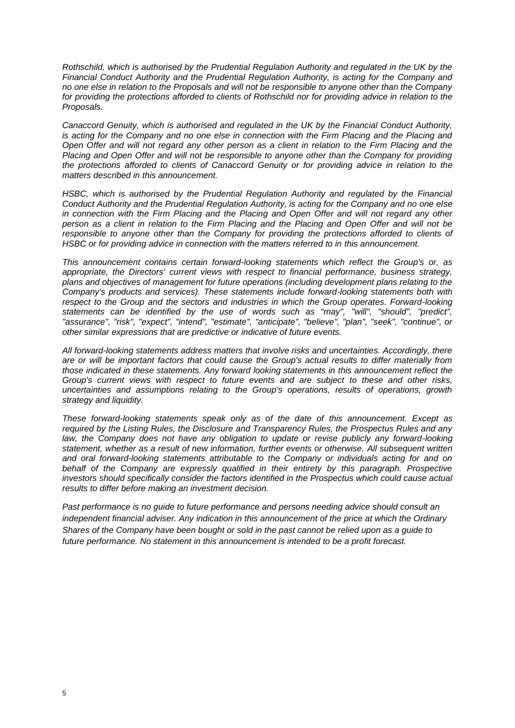*Rothschild, which is authorised by the Prudential Regulation Authority and regulated in the UK by the Financial Conduct Authority and the Prudential Regulation Authority, is acting for the Company and no one else in relation to the Proposals and will not be responsible to anyone other than the Company for providing the protections afforded to clients of Rothschild nor for providing advice in relation to the Proposals.*

*Canaccord Genuity, which is authorised and regulated in the UK by the Financial Conduct Authority, is acting for the Company and no one else in connection with the Firm Placing and the Placing and Open Offer and will not regard any other person as a client in relation to the Firm Placing and the Placing and Open Offer and will not be responsible to anyone other than the Company for providing the protections afforded to clients of Canaccord Genuity or for providing advice in relation to the matters described in this announcement.*

*HSBC, which is authorised by the Prudential Regulation Authority and regulated by the Financial Conduct Authority and the Prudential Regulation Authority, is acting for the Company and no one else in connection with the Firm Placing and the Placing and Open Offer and will not regard any other person as a client in relation to the Firm Placing and the Placing and Open Offer and will not be responsible to anyone other than the Company for providing the protections afforded to clients of HSBC or for providing advice in connection with the matters referred to in this announcement.*

*This announcement contains certain forward-looking statements which reflect the Group's or, as appropriate, the Directors' current views with respect to financial performance, business strategy, plans and objectives of management for future operations (including development plans relating to the Company's products and services). These statements include forward-looking statements both with respect to the Group and the sectors and industries in which the Group operates. Forward-looking statements can be identified by the use of words such as "may", "will", "should", "predict", "assurance", "risk", "expect", "intend", "estimate", "anticipate", "believe", "plan", "seek", "continue", or other similar expressions that are predictive or indicative of future events.*

*All forward-looking statements address matters that involve risks and uncertainties. Accordingly, there are or will be important factors that could cause the Group's actual results to differ materially from those indicated in these statements. Any forward looking statements in this announcement reflect the Group's current views with respect to future events and are subject to these and other risks, uncertainties and assumptions relating to the Group's operations, results of operations, growth strategy and liquidity.*

*These forward-looking statements speak only as of the date of this announcement. Except as required by the Listing Rules, the Disclosure and Transparency Rules, the Prospectus Rules and any law, the Company does not have any obligation to update or revise publicly any forward-looking statement, whether as a result of new information, further events or otherwise. All subsequent written and oral forward-looking statements attributable to the Company or individuals acting for and on behalf of the Company are expressly qualified in their entirety by this paragraph. Prospective investors should specifically consider the factors identified in the Prospectus which could cause actual results to differ before making an investment decision.*

*Past performance is no guide to future performance and persons needing advice should consult an independent financial adviser. Any indication in this announcement of the price at which the Ordinary Shares of the Company have been bought or sold in the past cannot be relied upon as a guide to future performance. No statement in this announcement is intended to be a profit forecast.*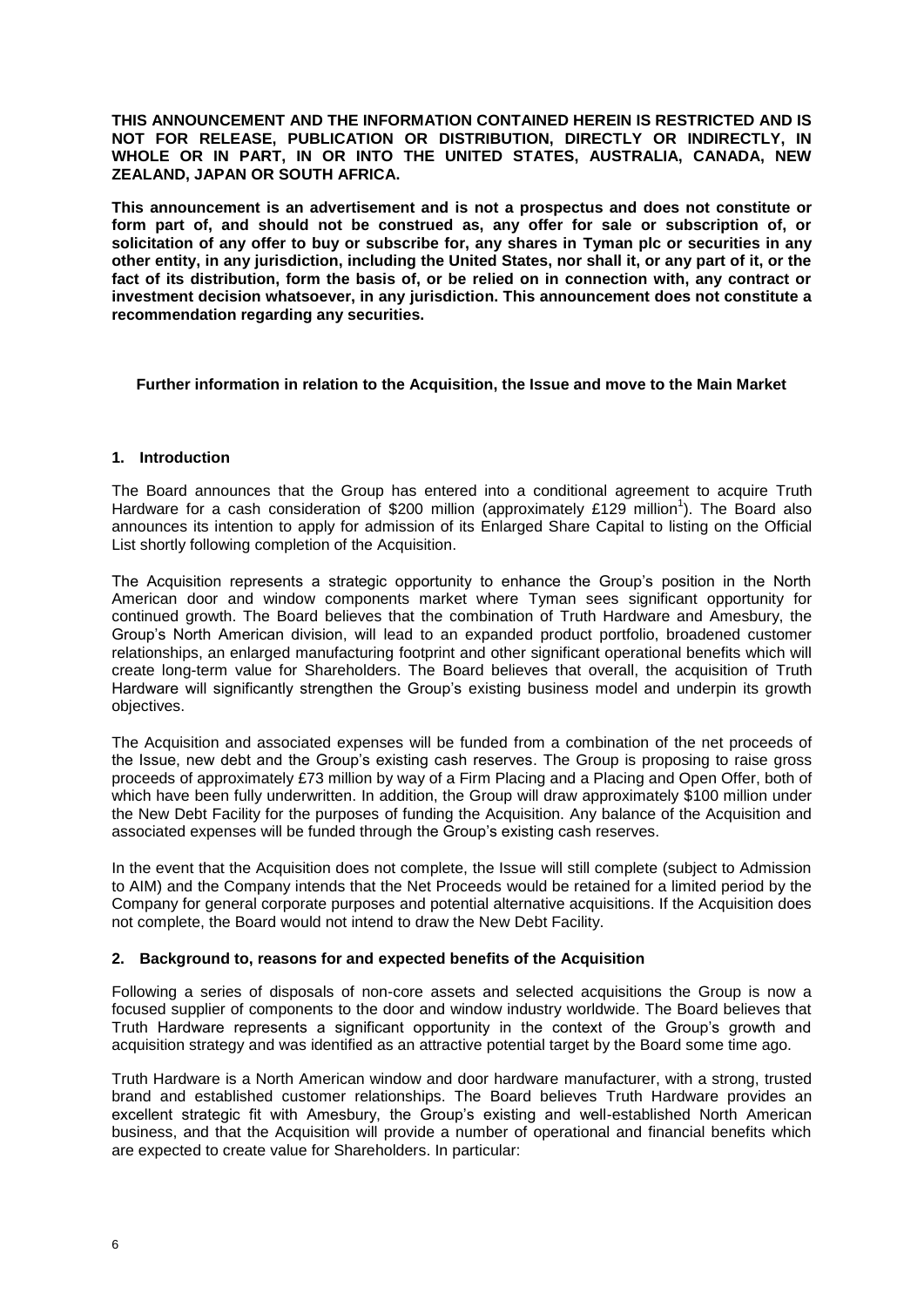**THIS ANNOUNCEMENT AND THE INFORMATION CONTAINED HEREIN IS RESTRICTED AND IS NOT FOR RELEASE, PUBLICATION OR DISTRIBUTION, DIRECTLY OR INDIRECTLY, IN WHOLE OR IN PART, IN OR INTO THE UNITED STATES, AUSTRALIA, CANADA, NEW ZEALAND, JAPAN OR SOUTH AFRICA.**

**This announcement is an advertisement and is not a prospectus and does not constitute or form part of, and should not be construed as, any offer for sale or subscription of, or solicitation of any offer to buy or subscribe for, any shares in Tyman plc or securities in any other entity, in any jurisdiction, including the United States, nor shall it, or any part of it, or the fact of its distribution, form the basis of, or be relied on in connection with, any contract or investment decision whatsoever, in any jurisdiction. This announcement does not constitute a recommendation regarding any securities.**

**Further information in relation to the Acquisition, the Issue and move to the Main Market**

## 1. Introduction

The Board announces that the Group has entered into a conditional agreement to acquire Truth Hardware for a cash consideration of $200 million (approximately £129 million[1]). The Board also announces its intention to apply for admission of its Enlarged Share Capital to listing on the Official List shortly following completion of the Acquisition.

The Acquisition represents a strategic opportunity to enhance the Group's position in the North American door and window components market where Tyman sees significant opportunity for continued growth. The Board believes that the combination of Truth Hardware and Amesbury, the Group's North American division, will lead to an expanded product portfolio, broadened customer relationships, an enlarged manufacturing footprint and other significant operational benefits which will create long-term value for Shareholders. The Board believes that overall, the acquisition of Truth Hardware will significantly strengthen the Group's existing business model and underpin its growth objectives.

The Acquisition and associated expenses will be funded from a combination of the net proceeds of the Issue, new debt and the Group's existing cash reserves. The Group is proposing to raise gross proceeds of approximately £73 million by way of a Firm Placing and a Placing and Open Offer, both of which have been fully underwritten. In addition, the Group will draw approximately $100 million under the New Debt Facility for the purposes of funding the Acquisition. Any balance of the Acquisition and associated expenses will be funded through the Group's existing cash reserves.

In the event that the Acquisition does not complete, the Issue will still complete (subject to Admission to AIM) and the Company intends that the Net Proceeds would be retained for a limited period by the Company for general corporate purposes and potential alternative acquisitions. If the Acquisition does not complete, the Board would not intend to draw the New Debt Facility.

## 2. Background to, reasons for and expected benefits of the Acquisition

Following a series of disposals of non-core assets and selected acquisitions the Group is now a focused supplier of components to the door and window industry worldwide. The Board believes that Truth Hardware represents a significant opportunity in the context of the Group's growth and acquisition strategy and was identified as an attractive potential target by the Board some time ago.

Truth Hardware is a North American window and door hardware manufacturer, with a strong, trusted brand and established customer relationships. The Board believes Truth Hardware provides an excellent strategic fit with Amesbury, the Group's existing and well-established North American business, and that the Acquisition will provide a number of operational and financial benefits which are expected to create value for Shareholders. In particular: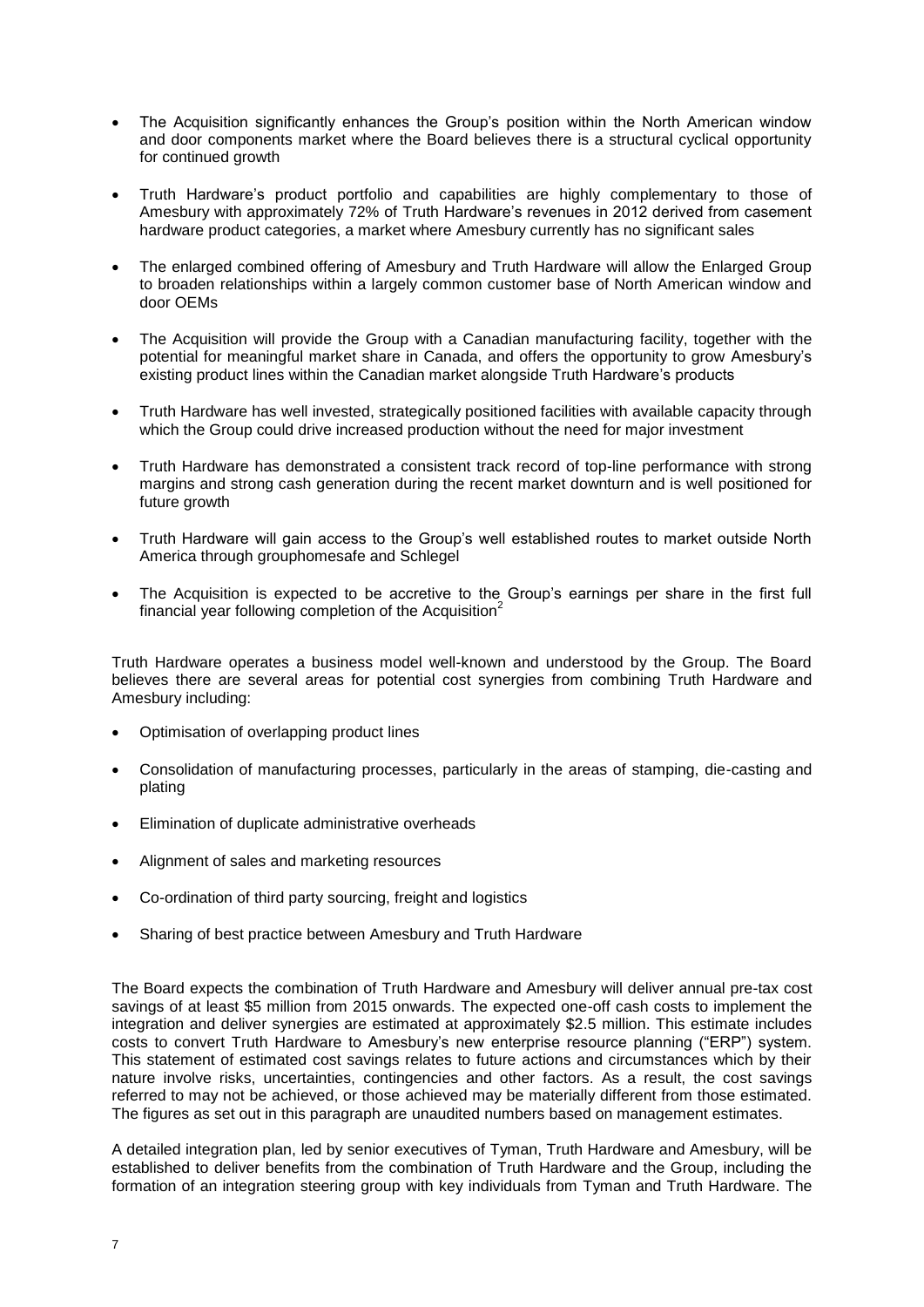- The Acquisition significantly enhances the Group's position within the North American window and door components market where the Board believes there is a structural cyclical opportunity for continued growth
- Truth Hardware's product portfolio and capabilities are highly complementary to those of Amesbury with approximately 72% of Truth Hardware's revenues in 2012 derived from casement hardware product categories, a market where Amesbury currently has no significant sales
- The enlarged combined offering of Amesbury and Truth Hardware will allow the Enlarged Group to broaden relationships within a largely common customer base of North American window and door OEMs
- The Acquisition will provide the Group with a Canadian manufacturing facility, together with the potential for meaningful market share in Canada, and offers the opportunity to grow Amesbury's existing product lines within the Canadian market alongside Truth Hardware's products
- Truth Hardware has well invested, strategically positioned facilities with available capacity through which the Group could drive increased production without the need for major investment
- Truth Hardware has demonstrated a consistent track record of top-line performance with strong margins and strong cash generation during the recent market downturn and is well positioned for future growth
- Truth Hardware will gain access to the Group's well established routes to market outside North America through grouphomesafe and Schlegel
- The Acquisition is expected to be accretive to the Group's earnings per share in the first full financial year following completion of the Acquisition[2]

Truth Hardware operates a business model well-known and understood by the Group. The Board believes there are several areas for potential cost synergies from combining Truth Hardware and Amesbury including:

- Optimisation of overlapping product lines
- Consolidation of manufacturing processes, particularly in the areas of stamping, die-casting and plating
- Elimination of duplicate administrative overheads
- Alignment of sales and marketing resources
- Co-ordination of third party sourcing, freight and logistics
- Sharing of best practice between Amesbury and Truth Hardware

The Board expects the combination of Truth Hardware and Amesbury will deliver annual pre-tax cost savings of at least $5 million from 2015 onwards. The expected one-off cash costs to implement the integration and deliver synergies are estimated at approximately $2.5 million. This estimate includes costs to convert Truth Hardware to Amesbury's new enterprise resource planning ("ERP") system. This statement of estimated cost savings relates to future actions and circumstances which by their nature involve risks, uncertainties, contingencies and other factors. As a result, the cost savings referred to may not be achieved, or those achieved may be materially different from those estimated. The figures as set out in this paragraph are unaudited numbers based on management estimates.

A detailed integration plan, led by senior executives of Tyman, Truth Hardware and Amesbury, will be established to deliver benefits from the combination of Truth Hardware and the Group, including the formation of an integration steering group with key individuals from Tyman and Truth Hardware. The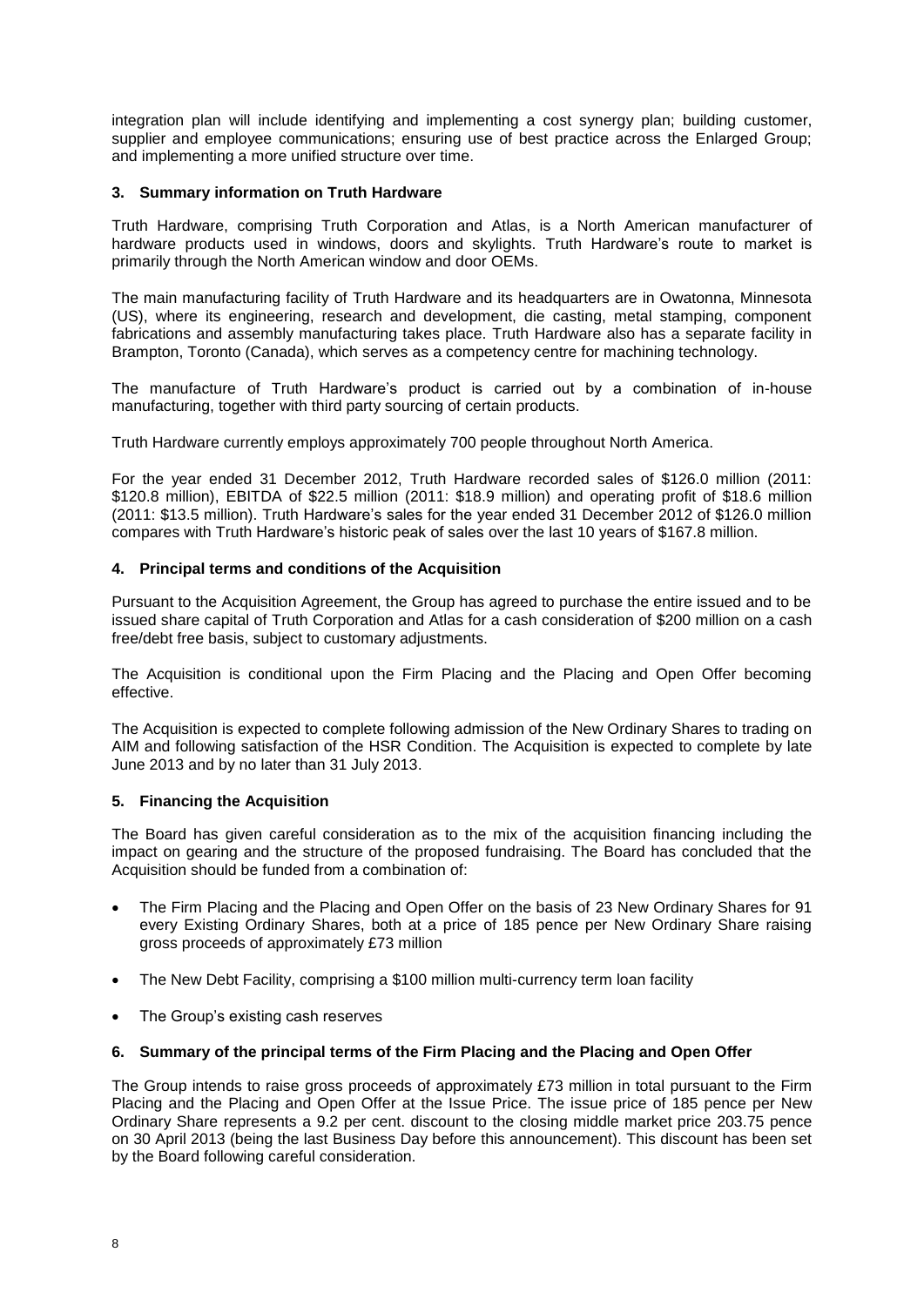integration plan will include identifying and implementing a cost synergy plan; building customer, supplier and employee communications; ensuring use of best practice across the Enlarged Group; and implementing a more unified structure over time.

**3. Summary information on Truth Hardware**

Truth Hardware, comprising Truth Corporation and Atlas, is a North American manufacturer of hardware products used in windows, doors and skylights. Truth Hardware's route to market is primarily through the North American window and door OEMs.

The main manufacturing facility of Truth Hardware and its headquarters are in Owatonna, Minnesota (US), where its engineering, research and development, die casting, metal stamping, component fabrications and assembly manufacturing takes place. Truth Hardware also has a separate facility in Brampton, Toronto (Canada), which serves as a competency centre for machining technology.

The manufacture of Truth Hardware's product is carried out by a combination of in-house manufacturing, together with third party sourcing of certain products.

Truth Hardware currently employs approximately 700 people throughout North America.

For the year ended 31 December 2012, Truth Hardware recorded sales of $126.0 million (2011: $120.8 million), EBITDA of $22.5 million (2011: $18.9 million) and operating profit of $18.6 million (2011: $13.5 million). Truth Hardware's sales for the year ended 31 December 2012 of $126.0 million compares with Truth Hardware's historic peak of sales over the last 10 years of $167.8 million.

**4. Principal terms and conditions of the Acquisition**

Pursuant to the Acquisition Agreement, the Group has agreed to purchase the entire issued and to be issued share capital of Truth Corporation and Atlas for a cash consideration of $200 million on a cash free/debt free basis, subject to customary adjustments.

The Acquisition is conditional upon the Firm Placing and the Placing and Open Offer becoming effective.

The Acquisition is expected to complete following admission of the New Ordinary Shares to trading on AIM and following satisfaction of the HSR Condition. The Acquisition is expected to complete by late June 2013 and by no later than 31 July 2013.

**5. Financing the Acquisition**

The Board has given careful consideration as to the mix of the acquisition financing including the impact on gearing and the structure of the proposed fundraising. The Board has concluded that the Acquisition should be funded from a combination of:

- The Firm Placing and the Placing and Open Offer on the basis of 23 New Ordinary Shares for 91 every Existing Ordinary Shares, both at a price of 185 pence per New Ordinary Share raising gross proceeds of approximately £73 million
- The New Debt Facility, comprising a $100 million multi-currency term loan facility
- The Group's existing cash reserves

**6. Summary of the principal terms of the Firm Placing and the Placing and Open Offer**

The Group intends to raise gross proceeds of approximately £73 million in total pursuant to the Firm Placing and the Placing and Open Offer at the Issue Price. The issue price of 185 pence per New Ordinary Share represents a 9.2 per cent. discount to the closing middle market price 203.75 pence on 30 April 2013 (being the last Business Day before this announcement). This discount has been set by the Board following careful consideration.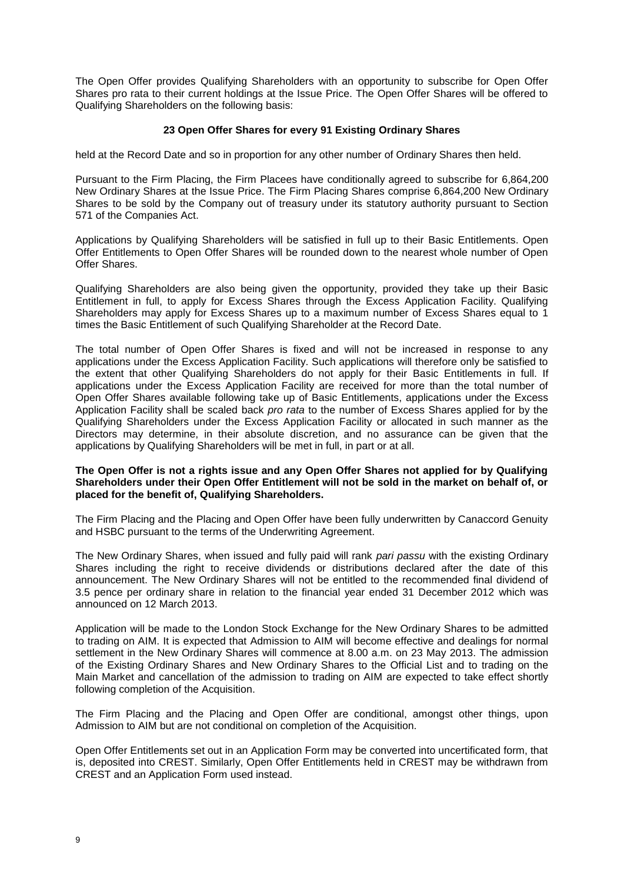The Open Offer provides Qualifying Shareholders with an opportunity to subscribe for Open Offer Shares pro rata to their current holdings at the Issue Price. The Open Offer Shares will be offered to Qualifying Shareholders on the following basis:

**23 Open Offer Shares for every 91 Existing Ordinary Shares**

held at the Record Date and so in proportion for any other number of Ordinary Shares then held.

Pursuant to the Firm Placing, the Firm Placees have conditionally agreed to subscribe for 6,864,200 New Ordinary Shares at the Issue Price. The Firm Placing Shares comprise 6,864,200 New Ordinary Shares to be sold by the Company out of treasury under its statutory authority pursuant to Section 571 of the Companies Act.

Applications by Qualifying Shareholders will be satisfied in full up to their Basic Entitlements. Open Offer Entitlements to Open Offer Shares will be rounded down to the nearest whole number of Open Offer Shares.

Qualifying Shareholders are also being given the opportunity, provided they take up their Basic Entitlement in full, to apply for Excess Shares through the Excess Application Facility. Qualifying Shareholders may apply for Excess Shares up to a maximum number of Excess Shares equal to 1 times the Basic Entitlement of such Qualifying Shareholder at the Record Date.

The total number of Open Offer Shares is fixed and will not be increased in response to any applications under the Excess Application Facility. Such applications will therefore only be satisfied to the extent that other Qualifying Shareholders do not apply for their Basic Entitlements in full. If applications under the Excess Application Facility are received for more than the total number of Open Offer Shares available following take up of Basic Entitlements, applications under the Excess Application Facility shall be scaled back *pro rata* to the number of Excess Shares applied for by the Qualifying Shareholders under the Excess Application Facility or allocated in such manner as the Directors may determine, in their absolute discretion, and no assurance can be given that the applications by Qualifying Shareholders will be met in full, in part or at all.

**The Open Offer is not a rights issue and any Open Offer Shares not applied for by Qualifying Shareholders under their Open Offer Entitlement will not be sold in the market on behalf of, or placed for the benefit of, Qualifying Shareholders.**

The Firm Placing and the Placing and Open Offer have been fully underwritten by Canaccord Genuity and HSBC pursuant to the terms of the Underwriting Agreement.

The New Ordinary Shares, when issued and fully paid will rank *pari passu* with the existing Ordinary Shares including the right to receive dividends or distributions declared after the date of this announcement. The New Ordinary Shares will not be entitled to the recommended final dividend of 3.5 pence per ordinary share in relation to the financial year ended 31 December 2012 which was announced on 12 March 2013.

Application will be made to the London Stock Exchange for the New Ordinary Shares to be admitted to trading on AIM. It is expected that Admission to AIM will become effective and dealings for normal settlement in the New Ordinary Shares will commence at 8.00 a.m. on 23 May 2013. The admission of the Existing Ordinary Shares and New Ordinary Shares to the Official List and to trading on the Main Market and cancellation of the admission to trading on AIM are expected to take effect shortly following completion of the Acquisition.

The Firm Placing and the Placing and Open Offer are conditional, amongst other things, upon Admission to AIM but are not conditional on completion of the Acquisition.

Open Offer Entitlements set out in an Application Form may be converted into uncertificated form, that is, deposited into CREST. Similarly, Open Offer Entitlements held in CREST may be withdrawn from CREST and an Application Form used instead.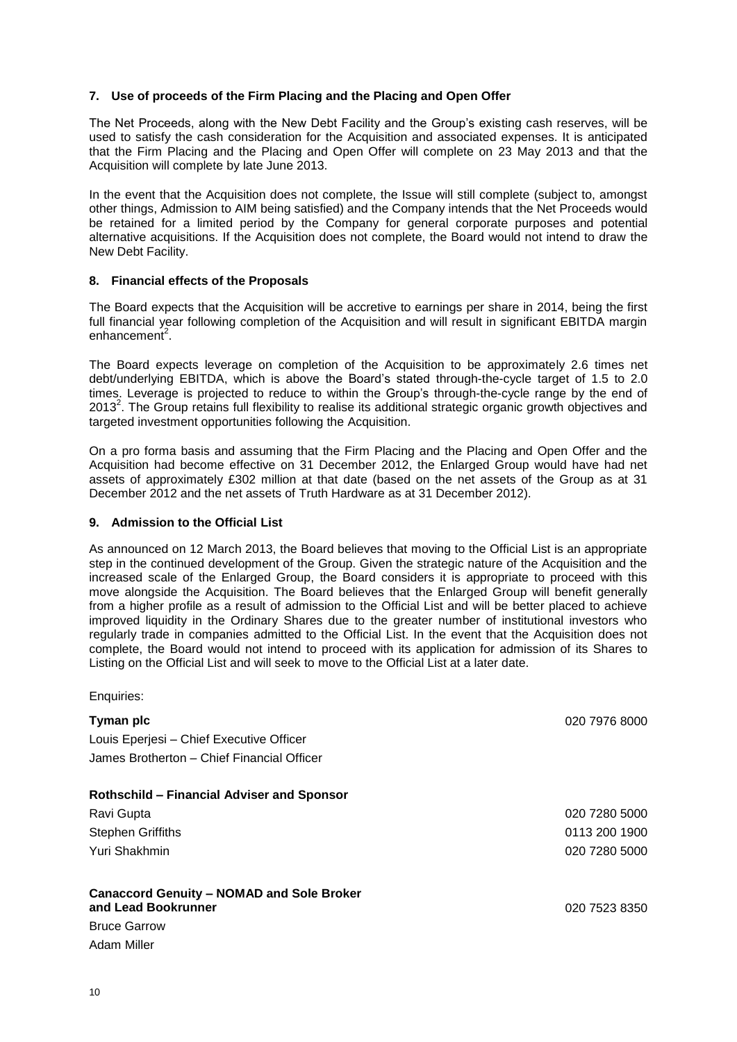## 7. Use of proceeds of the Firm Placing and the Placing and Open Offer

The Net Proceeds, along with the New Debt Facility and the Group's existing cash reserves, will be used to satisfy the cash consideration for the Acquisition and associated expenses. It is anticipated that the Firm Placing and the Placing and Open Offer will complete on 23 May 2013 and that the Acquisition will complete by late June 2013.

In the event that the Acquisition does not complete, the Issue will still complete (subject to, amongst other things, Admission to AIM being satisfied) and the Company intends that the Net Proceeds would be retained for a limited period by the Company for general corporate purposes and potential alternative acquisitions. If the Acquisition does not complete, the Board would not intend to draw the New Debt Facility.

## 8. Financial effects of the Proposals

The Board expects that the Acquisition will be accretive to earnings per share in 2014, being the first full financial year following completion of the Acquisition and will result in significant EBITDA margin enhancement[2].

The Board expects leverage on completion of the Acquisition to be approximately 2.6 times net debt/underlying EBITDA, which is above the Board's stated through-the-cycle target of 1.5 to 2.0 times. Leverage is projected to reduce to within the Group's through-the-cycle range by the end of 2013[2]. The Group retains full flexibility to realise its additional strategic organic growth objectives and targeted investment opportunities following the Acquisition.

On a pro forma basis and assuming that the Firm Placing and the Placing and Open Offer and the Acquisition had become effective on 31 December 2012, the Enlarged Group would have had net assets of approximately £302 million at that date (based on the net assets of the Group as at 31 December 2012 and the net assets of Truth Hardware as at 31 December 2012).

## 9. Admission to the Official List

As announced on 12 March 2013, the Board believes that moving to the Official List is an appropriate step in the continued development of the Group. Given the strategic nature of the Acquisition and the increased scale of the Enlarged Group, the Board considers it is appropriate to proceed with this move alongside the Acquisition. The Board believes that the Enlarged Group will benefit generally from a higher profile as a result of admission to the Official List and will be better placed to achieve improved liquidity in the Ordinary Shares due to the greater number of institutional investors who regularly trade in companies admitted to the Official List. In the event that the Acquisition does not complete, the Board would not intend to proceed with its application for admission of its Shares to Listing on the Official List and will seek to move to the Official List at a later date.

Enquiries:

| | |
|---|---|
| **Tyman plc** | 020 7976 8000 |
| Louis Eperjesi – Chief Executive Officer | |
| James Brotherton – Chief Financial Officer | |
| | |
| **Rothschild – Financial Adviser and Sponsor** | |
| Ravi Gupta | 020 7280 5000 |
| Stephen Griffiths | 0113 200 1900 |
| Yuri Shakhmin | 020 7280 5000 |
| | |
| **Canaccord Genuity – NOMAD and Sole Broker and Lead Bookrunner** | 020 7523 8350 |
| Bruce Garrow | |
| Adam Miller | |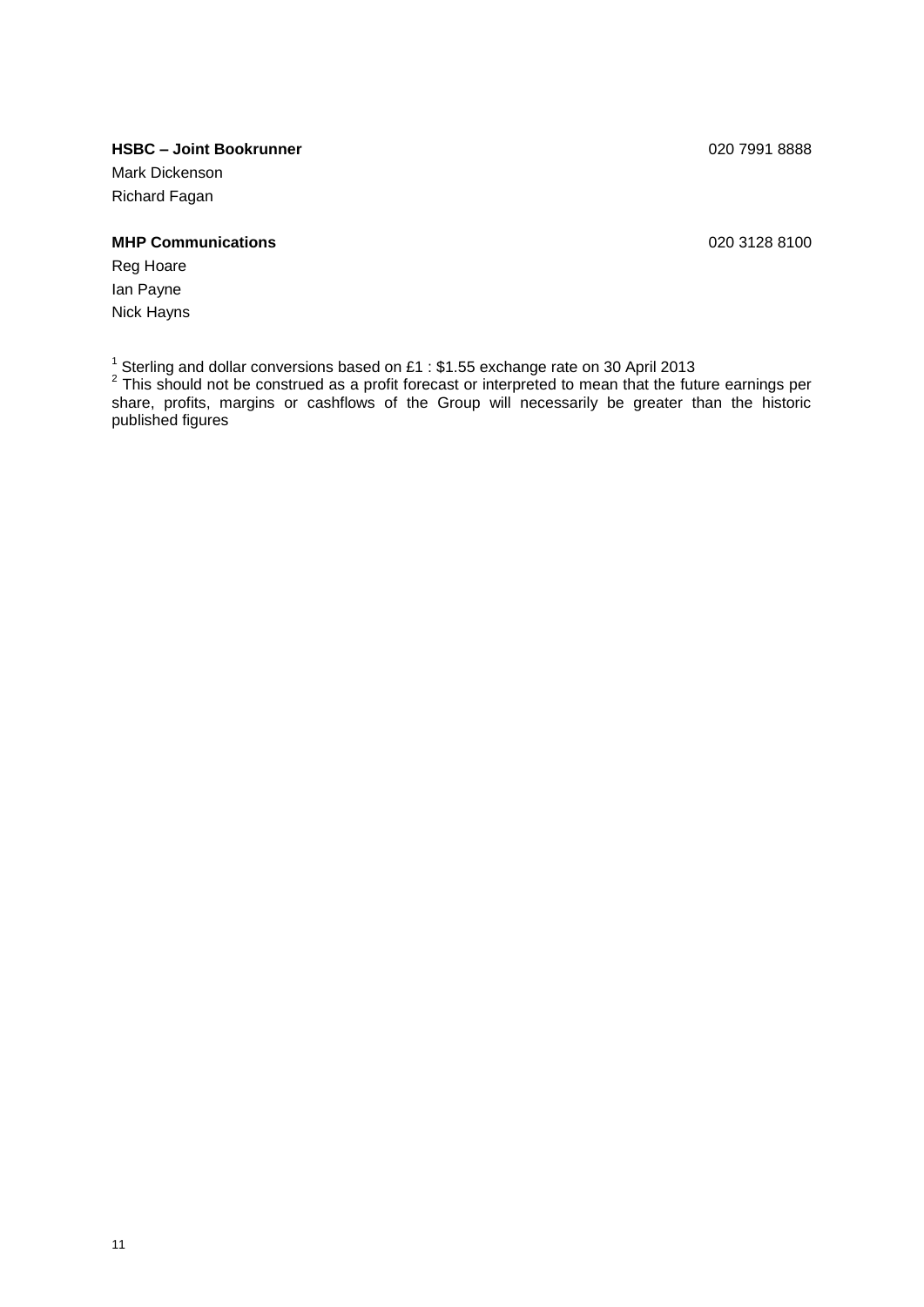**HSBC – Joint Bookrunner** 020 7991 8888

Mark Dickenson

Richard Fagan

**MHP Communications** 020 3128 8100

Reg Hoare

Ian Payne

Nick Hayns

[1] Sterling and dollar conversions based on £1 : $1.55 exchange rate on 30 April 2013

[2] This should not be construed as a profit forecast or interpreted to mean that the future earnings per share, profits, margins or cashflows of the Group will necessarily be greater than the historic published figures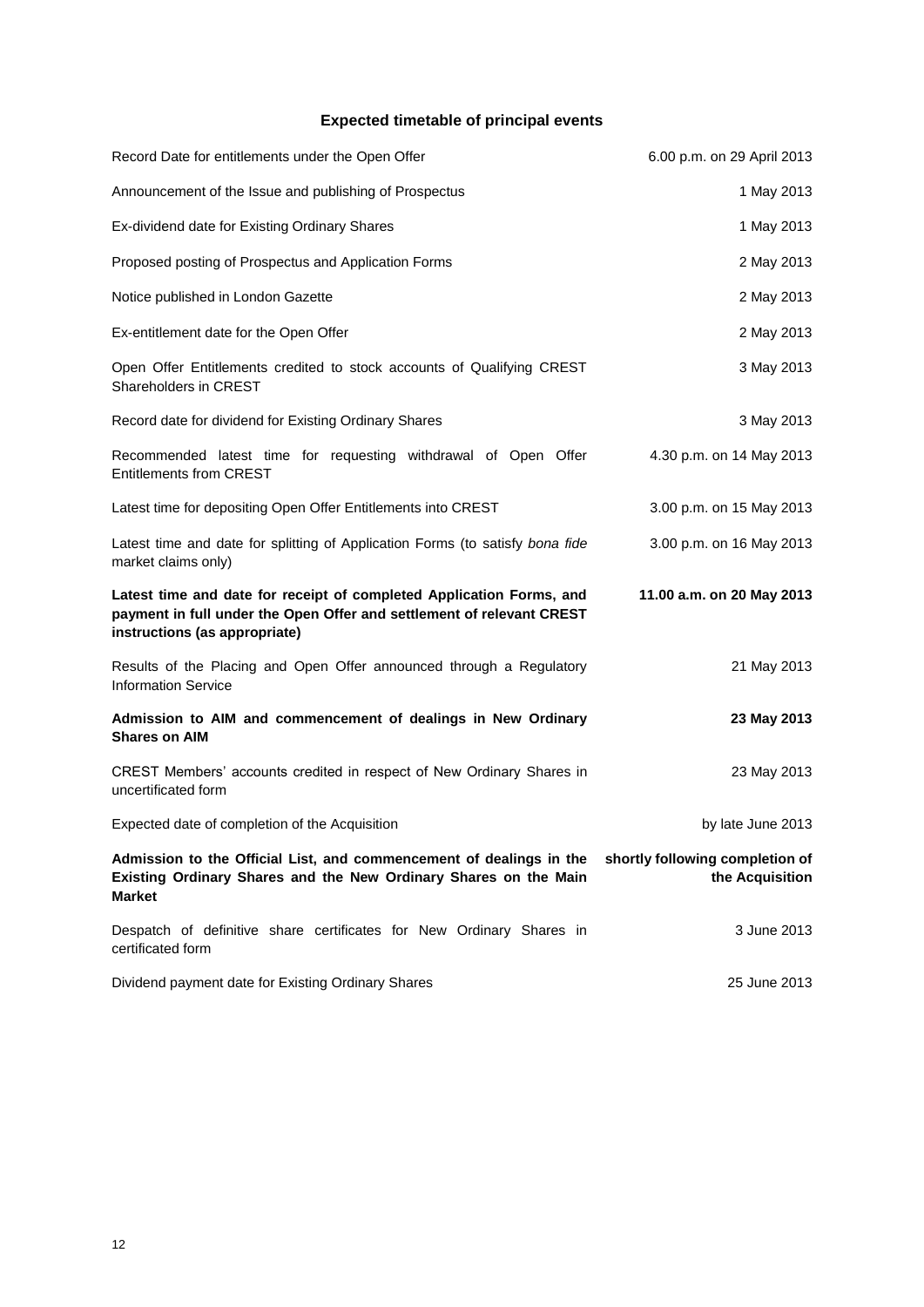## Expected timetable of principal events

| | |
|---|---|
| Record Date for entitlements under the Open Offer | 6.00 p.m. on 29 April 2013 |
| Announcement of the Issue and publishing of Prospectus | 1 May 2013 |
| Ex-dividend date for Existing Ordinary Shares | 1 May 2013 |
| Proposed posting of Prospectus and Application Forms | 2 May 2013 |
| Notice published in London Gazette | 2 May 2013 |
| Ex-entitlement date for the Open Offer | 2 May 2013 |
| Open Offer Entitlements credited to stock accounts of Qualifying CREST Shareholders in CREST | 3 May 2013 |
| Record date for dividend for Existing Ordinary Shares | 3 May 2013 |
| Recommended latest time for requesting withdrawal of Open Offer Entitlements from CREST | 4.30 p.m. on 14 May 2013 |
| Latest time for depositing Open Offer Entitlements into CREST | 3.00 p.m. on 15 May 2013 |
| Latest time and date for splitting of Application Forms (to satisfy *bona fide* market claims only) | 3.00 p.m. on 16 May 2013 |
| **Latest time and date for receipt of completed Application Forms, and payment in full under the Open Offer and settlement of relevant CREST instructions (as appropriate)** | **11.00 a.m. on 20 May 2013** |
| Results of the Placing and Open Offer announced through a Regulatory Information Service | 21 May 2013 |
| **Admission to AIM and commencement of dealings in New Ordinary Shares on AIM** | **23 May 2013** |
| CREST Members' accounts credited in respect of New Ordinary Shares in uncertificated form | 23 May 2013 |
| Expected date of completion of the Acquisition | by late June 2013 |
| **Admission to the Official List, and commencement of dealings in the Existing Ordinary Shares and the New Ordinary Shares on the Main Market** | **shortly following completion of the Acquisition** |
| Despatch of definitive share certificates for New Ordinary Shares in certificated form | 3 June 2013 |
| Dividend payment date for Existing Ordinary Shares | 25 June 2013 |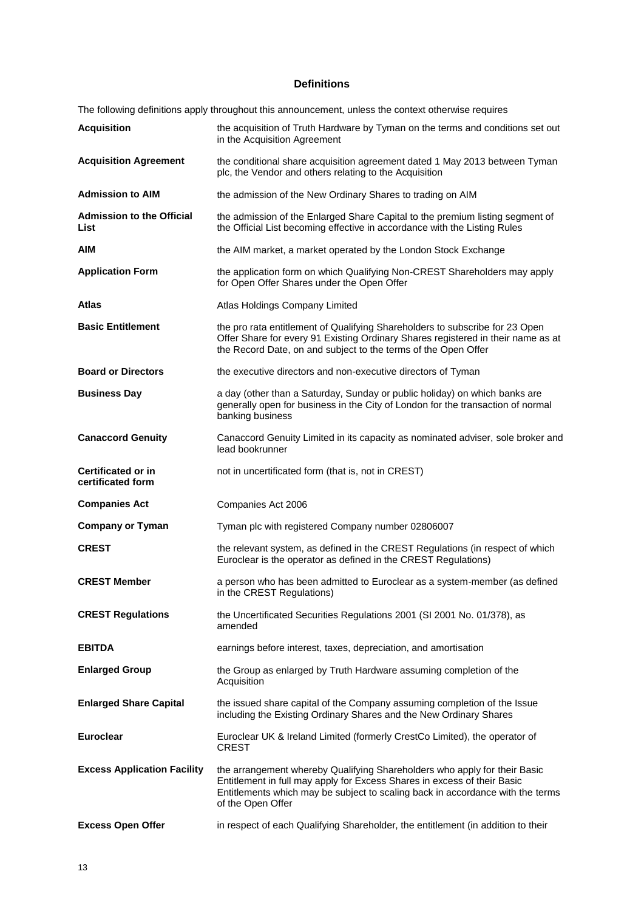## Definitions

The following definitions apply throughout this announcement, unless the context otherwise requires

| | |
|---|---|
| **Acquisition** | the acquisition of Truth Hardware by Tyman on the terms and conditions set out in the Acquisition Agreement |
| **Acquisition Agreement** | the conditional share acquisition agreement dated 1 May 2013 between Tyman plc, the Vendor and others relating to the Acquisition |
| **Admission to AIM** | the admission of the New Ordinary Shares to trading on AIM |
| **Admission to the Official List** | the admission of the Enlarged Share Capital to the premium listing segment of the Official List becoming effective in accordance with the Listing Rules |
| **AIM** | the AIM market, a market operated by the London Stock Exchange |
| **Application Form** | the application form on which Qualifying Non-CREST Shareholders may apply for Open Offer Shares under the Open Offer |
| **Atlas** | Atlas Holdings Company Limited |
| **Basic Entitlement** | the pro rata entitlement of Qualifying Shareholders to subscribe for 23 Open Offer Share for every 91 Existing Ordinary Shares registered in their name as at the Record Date, on and subject to the terms of the Open Offer |
| **Board or Directors** | the executive directors and non-executive directors of Tyman |
| **Business Day** | a day (other than a Saturday, Sunday or public holiday) on which banks are generally open for business in the City of London for the transaction of normal banking business |
| **Canaccord Genuity** | Canaccord Genuity Limited in its capacity as nominated adviser, sole broker and lead bookrunner |
| **Certificated or in certificated form** | not in uncertificated form (that is, not in CREST) |
| **Companies Act** | Companies Act 2006 |
| **Company or Tyman** | Tyman plc with registered Company number 02806007 |
| **CREST** | the relevant system, as defined in the CREST Regulations (in respect of which Euroclear is the operator as defined in the CREST Regulations) |
| **CREST Member** | a person who has been admitted to Euroclear as a system-member (as defined in the CREST Regulations) |
| **CREST Regulations** | the Uncertificated Securities Regulations 2001 (SI 2001 No. 01/378), as amended |
| **EBITDA** | earnings before interest, taxes, depreciation, and amortisation |
| **Enlarged Group** | the Group as enlarged by Truth Hardware assuming completion of the Acquisition |
| **Enlarged Share Capital** | the issued share capital of the Company assuming completion of the Issue including the Existing Ordinary Shares and the New Ordinary Shares |
| **Euroclear** | Euroclear UK & Ireland Limited (formerly CrestCo Limited), the operator of CREST |
| **Excess Application Facility** | the arrangement whereby Qualifying Shareholders who apply for their Basic Entitlement in full may apply for Excess Shares in excess of their Basic Entitlements which may be subject to scaling back in accordance with the terms of the Open Offer |
| **Excess Open Offer** | in respect of each Qualifying Shareholder, the entitlement (in addition to their |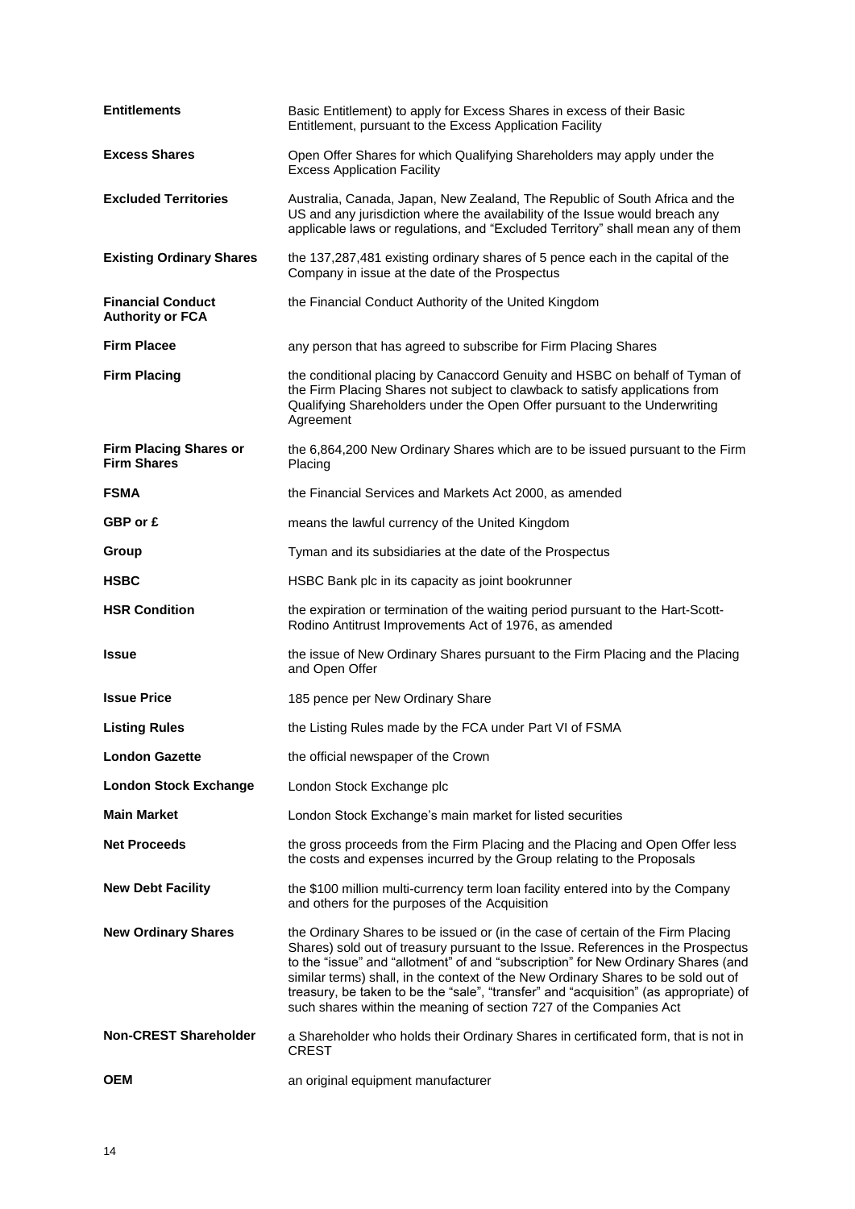| | |
|---|---|
| **Entitlements** | Basic Entitlement) to apply for Excess Shares in excess of their Basic Entitlement, pursuant to the Excess Application Facility |
| **Excess Shares** | Open Offer Shares for which Qualifying Shareholders may apply under the Excess Application Facility |
| **Excluded Territories** | Australia, Canada, Japan, New Zealand, The Republic of South Africa and the US and any jurisdiction where the availability of the Issue would breach any applicable laws or regulations, and "Excluded Territory" shall mean any of them |
| **Existing Ordinary Shares** | the 137,287,481 existing ordinary shares of 5 pence each in the capital of the Company in issue at the date of the Prospectus |
| **Financial Conduct Authority or FCA** | the Financial Conduct Authority of the United Kingdom |
| **Firm Placee** | any person that has agreed to subscribe for Firm Placing Shares |
| **Firm Placing** | the conditional placing by Canaccord Genuity and HSBC on behalf of Tyman of the Firm Placing Shares not subject to clawback to satisfy applications from Qualifying Shareholders under the Open Offer pursuant to the Underwriting Agreement |
| **Firm Placing Shares or Firm Shares** | the 6,864,200 New Ordinary Shares which are to be issued pursuant to the Firm Placing |
| **FSMA** | the Financial Services and Markets Act 2000, as amended |
| **GBP or £** | means the lawful currency of the United Kingdom |
| **Group** | Tyman and its subsidiaries at the date of the Prospectus |
| **HSBC** | HSBC Bank plc in its capacity as joint bookrunner |
| **HSR Condition** | the expiration or termination of the waiting period pursuant to the Hart-Scott-Rodino Antitrust Improvements Act of 1976, as amended |
| **Issue** | the issue of New Ordinary Shares pursuant to the Firm Placing and the Placing and Open Offer |
| **Issue Price** | 185 pence per New Ordinary Share |
| **Listing Rules** | the Listing Rules made by the FCA under Part VI of FSMA |
| **London Gazette** | the official newspaper of the Crown |
| **London Stock Exchange** | London Stock Exchange plc |
| **Main Market** | London Stock Exchange's main market for listed securities |
| **Net Proceeds** | the gross proceeds from the Firm Placing and the Placing and Open Offer less the costs and expenses incurred by the Group relating to the Proposals |
| **New Debt Facility** | the $100 million multi-currency term loan facility entered into by the Company and others for the purposes of the Acquisition |
| **New Ordinary Shares** | the Ordinary Shares to be issued or (in the case of certain of the Firm Placing Shares) sold out of treasury pursuant to the Issue. References in the Prospectus to the "issue" and "allotment" of and "subscription" for New Ordinary Shares (and similar terms) shall, in the context of the New Ordinary Shares to be sold out of treasury, be taken to be the "sale", "transfer" and "acquisition" (as appropriate) of such shares within the meaning of section 727 of the Companies Act |
| **Non-CREST Shareholder** | a Shareholder who holds their Ordinary Shares in certificated form, that is not in CREST |
| **OEM** | an original equipment manufacturer |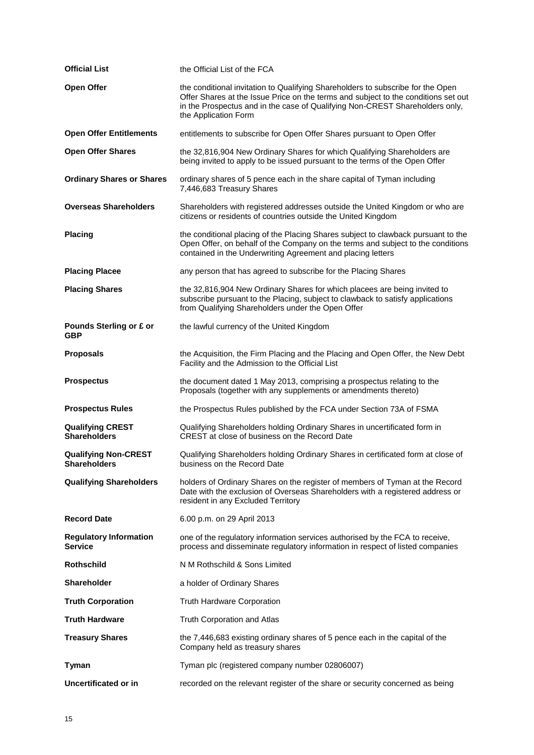| | |
|---|---|
| **Official List** | the Official List of the FCA |
| **Open Offer** | the conditional invitation to Qualifying Shareholders to subscribe for the Open Offer Shares at the Issue Price on the terms and subject to the conditions set out in the Prospectus and in the case of Qualifying Non-CREST Shareholders only, the Application Form |
| **Open Offer Entitlements** | entitlements to subscribe for Open Offer Shares pursuant to Open Offer |
| **Open Offer Shares** | the 32,816,904 New Ordinary Shares for which Qualifying Shareholders are being invited to apply to be issued pursuant to the terms of the Open Offer |
| **Ordinary Shares or Shares** | ordinary shares of 5 pence each in the share capital of Tyman including 7,446,683 Treasury Shares |
| **Overseas Shareholders** | Shareholders with registered addresses outside the United Kingdom or who are citizens or residents of countries outside the United Kingdom |
| **Placing** | the conditional placing of the Placing Shares subject to clawback pursuant to the Open Offer, on behalf of the Company on the terms and subject to the conditions contained in the Underwriting Agreement and placing letters |
| **Placing Placee** | any person that has agreed to subscribe for the Placing Shares |
| **Placing Shares** | the 32,816,904 New Ordinary Shares for which placees are being invited to subscribe pursuant to the Placing, subject to clawback to satisfy applications from Qualifying Shareholders under the Open Offer |
| **Pounds Sterling or £ or GBP** | the lawful currency of the United Kingdom |
| **Proposals** | the Acquisition, the Firm Placing and the Placing and Open Offer, the New Debt Facility and the Admission to the Official List |
| **Prospectus** | the document dated 1 May 2013, comprising a prospectus relating to the Proposals (together with any supplements or amendments thereto) |
| **Prospectus Rules** | the Prospectus Rules published by the FCA under Section 73A of FSMA |
| **Qualifying CREST Shareholders** | Qualifying Shareholders holding Ordinary Shares in uncertificated form in CREST at close of business on the Record Date |
| **Qualifying Non-CREST Shareholders** | Qualifying Shareholders holding Ordinary Shares in certificated form at close of business on the Record Date |
| **Qualifying Shareholders** | holders of Ordinary Shares on the register of members of Tyman at the Record Date with the exclusion of Overseas Shareholders with a registered address or resident in any Excluded Territory |
| **Record Date** | 6.00 p.m. on 29 April 2013 |
| **Regulatory Information Service** | one of the regulatory information services authorised by the FCA to receive, process and disseminate regulatory information in respect of listed companies |
| **Rothschild** | N M Rothschild & Sons Limited |
| **Shareholder** | a holder of Ordinary Shares |
| **Truth Corporation** | Truth Hardware Corporation |
| **Truth Hardware** | Truth Corporation and Atlas |
| **Treasury Shares** | the 7,446,683 existing ordinary shares of 5 pence each in the capital of the Company held as treasury shares |
| **Tyman** | Tyman plc (registered company number 02806007) |
| **Uncertificated or in** | recorded on the relevant register of the share or security concerned as being |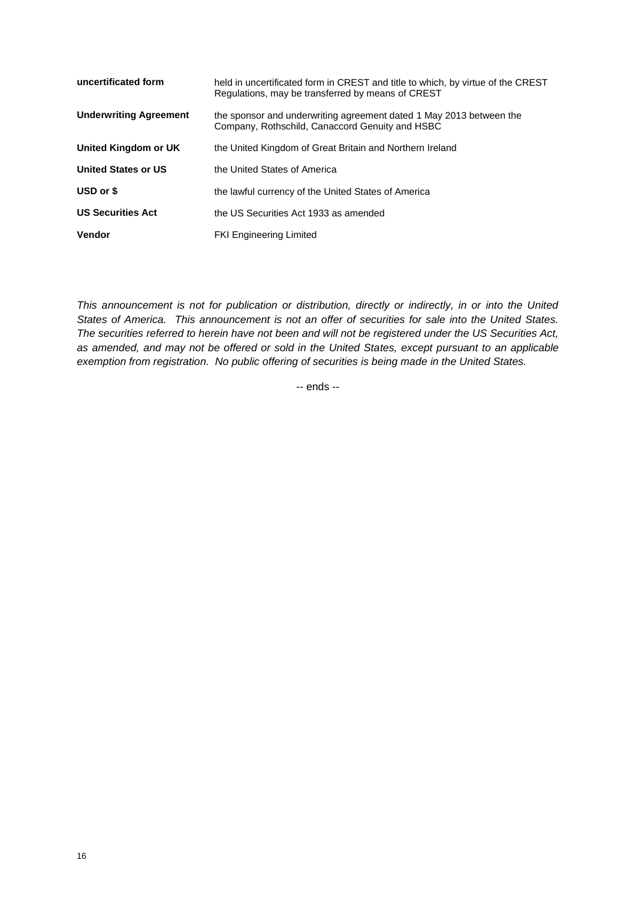| | |
|---|---|
| **uncertificated form** | held in uncertificated form in CREST and title to which, by virtue of the CREST Regulations, may be transferred by means of CREST |
| **Underwriting Agreement** | the sponsor and underwriting agreement dated 1 May 2013 between the Company, Rothschild, Canaccord Genuity and HSBC |
| **United Kingdom or UK** | the United Kingdom of Great Britain and Northern Ireland |
| **United States or US** | the United States of America |
| **USD or $** | the lawful currency of the United States of America |
| **US Securities Act** | the US Securities Act 1933 as amended |
| **Vendor** | FKI Engineering Limited |

*This announcement is not for publication or distribution, directly or indirectly, in or into the United States of America. This announcement is not an offer of securities for sale into the United States. The securities referred to herein have not been and will not be registered under the US Securities Act, as amended, and may not be offered or sold in the United States, except pursuant to an applicable exemption from registration. No public offering of securities is being made in the United States.*

-- ends --